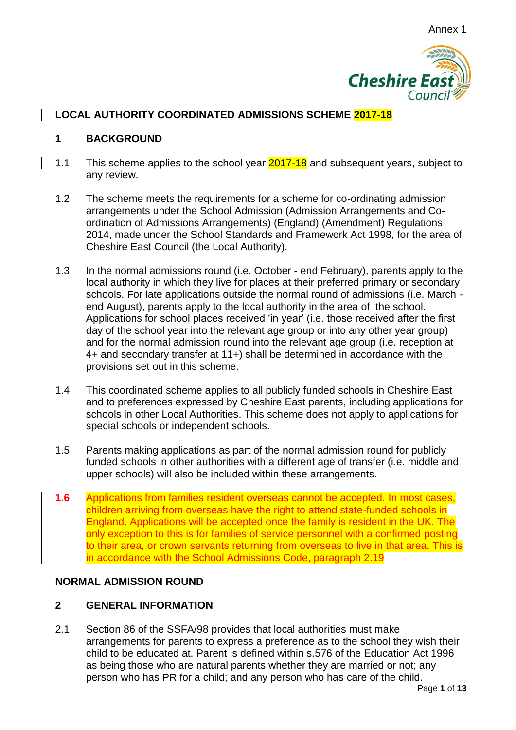Annex 1

# LOCAL AUTHORITY COORDINATED ADMISSIONS SCHEME 2017-18

## 1 BACKGROUND

1.1 This scheme applies to the school year 2017-18 and subsequent years, subject to any review.

1.2 The scheme meets the requirements for a scheme for co-ordinating admission arrangements under the School Admission (Admission Arrangements and Co-ordination of Admissions Arrangements) (England) (Amendment) Regulations 2014, made under the School Standards and Framework Act 1998, for the area of Cheshire East Council (the Local Authority).

1.3 In the normal admissions round (i.e. October - end February), parents apply to the local authority in which they live for places at their preferred primary or secondary schools. For late applications outside the normal round of admissions (i.e. March - end August), parents apply to the local authority in the area of the school. Applications for school places received 'in year' (i.e. those received after the first day of the school year into the relevant age group or into any other year group) and for the normal admission round into the relevant age group (i.e. reception at 4+ and secondary transfer at 11+) shall be determined in accordance with the provisions set out in this scheme.

1.4 This coordinated scheme applies to all publicly funded schools in Cheshire East and to preferences expressed by Cheshire East parents, including applications for schools in other Local Authorities. This scheme does not apply to applications for special schools or independent schools.

1.5 Parents making applications as part of the normal admission round for publicly funded schools in other authorities with a different age of transfer (i.e. middle and upper schools) will also be included within these arrangements.

**1.6** Applications from families resident overseas cannot be accepted. In most cases, children arriving from overseas have the right to attend state-funded schools in England. Applications will be accepted once the family is resident in the UK. The only exception to this is for families of service personnel with a confirmed posting to their area, or crown servants returning from overseas to live in that area. This is in accordance with the School Admissions Code, paragraph 2.19

## NORMAL ADMISSION ROUND

## 2 GENERAL INFORMATION

2.1 Section 86 of the SSFA/98 provides that local authorities must make arrangements for parents to express a preference as to the school they wish their child to be educated at. Parent is defined within s.576 of the Education Act 1996 as being those who are natural parents whether they are married or not; any person who has PR for a child; and any person who has care of the child.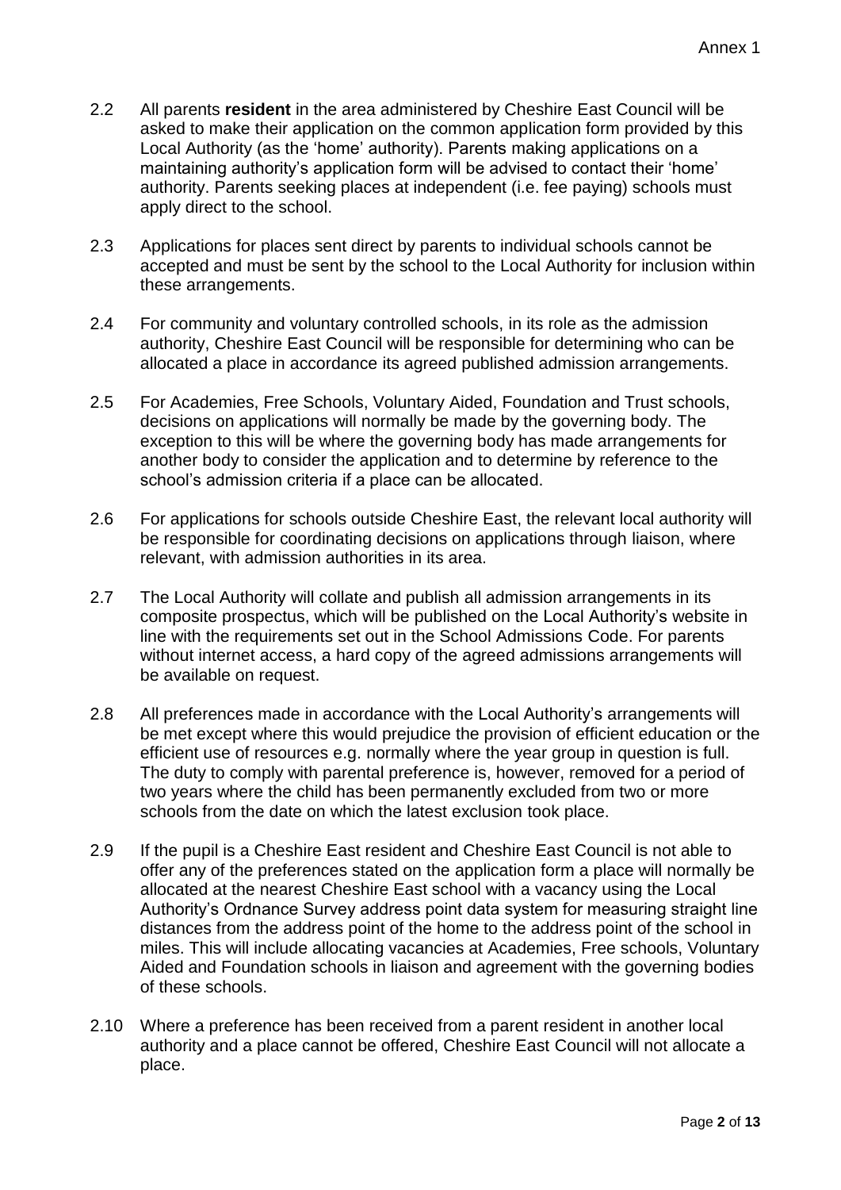2.2 All parents **resident** in the area administered by Cheshire East Council will be asked to make their application on the common application form provided by this Local Authority (as the 'home' authority). Parents making applications on a maintaining authority's application form will be advised to contact their 'home' authority. Parents seeking places at independent (i.e. fee paying) schools must apply direct to the school.

2.3 Applications for places sent direct by parents to individual schools cannot be accepted and must be sent by the school to the Local Authority for inclusion within these arrangements.

2.4 For community and voluntary controlled schools, in its role as the admission authority, Cheshire East Council will be responsible for determining who can be allocated a place in accordance its agreed published admission arrangements.

2.5 For Academies, Free Schools, Voluntary Aided, Foundation and Trust schools, decisions on applications will normally be made by the governing body. The exception to this will be where the governing body has made arrangements for another body to consider the application and to determine by reference to the school's admission criteria if a place can be allocated.

2.6 For applications for schools outside Cheshire East, the relevant local authority will be responsible for coordinating decisions on applications through liaison, where relevant, with admission authorities in its area.

2.7 The Local Authority will collate and publish all admission arrangements in its composite prospectus, which will be published on the Local Authority's website in line with the requirements set out in the School Admissions Code. For parents without internet access, a hard copy of the agreed admissions arrangements will be available on request.

2.8 All preferences made in accordance with the Local Authority's arrangements will be met except where this would prejudice the provision of efficient education or the efficient use of resources e.g. normally where the year group in question is full. The duty to comply with parental preference is, however, removed for a period of two years where the child has been permanently excluded from two or more schools from the date on which the latest exclusion took place.

2.9 If the pupil is a Cheshire East resident and Cheshire East Council is not able to offer any of the preferences stated on the application form a place will normally be allocated at the nearest Cheshire East school with a vacancy using the Local Authority's Ordnance Survey address point data system for measuring straight line distances from the address point of the home to the address point of the school in miles. This will include allocating vacancies at Academies, Free schools, Voluntary Aided and Foundation schools in liaison and agreement with the governing bodies of these schools.

2.10 Where a preference has been received from a parent resident in another local authority and a place cannot be offered, Cheshire East Council will not allocate a place.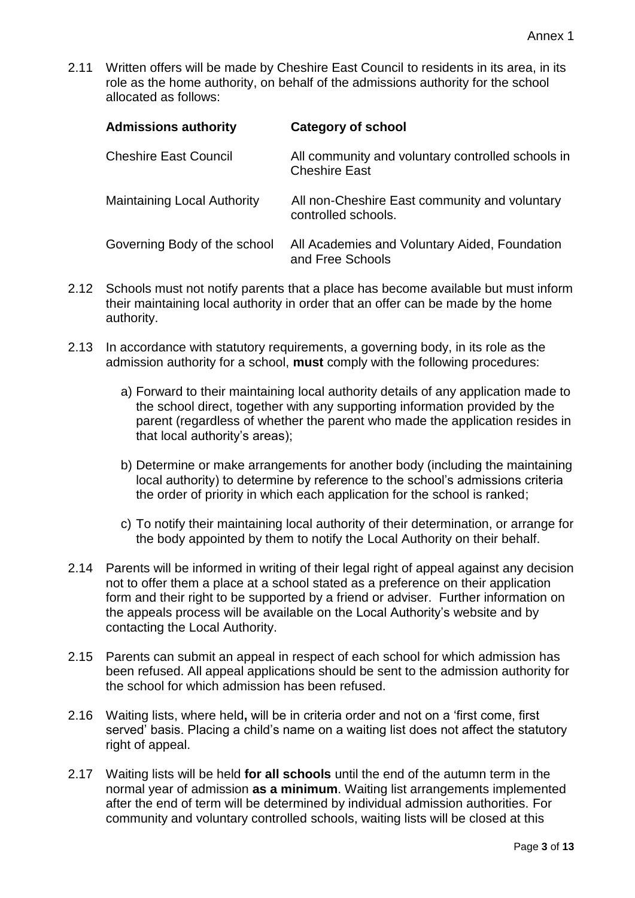2.11 Written offers will be made by Cheshire East Council to residents in its area, in its role as the home authority, on behalf of the admissions authority for the school allocated as follows:

| Admissions authority | Category of school |
| --- | --- |
| Cheshire East Council | All community and voluntary controlled schools in Cheshire East |
| Maintaining Local Authority | All non-Cheshire East community and voluntary controlled schools. |
| Governing Body of the school | All Academies and Voluntary Aided, Foundation and Free Schools |

2.12 Schools must not notify parents that a place has become available but must inform their maintaining local authority in order that an offer can be made by the home authority.

2.13 In accordance with statutory requirements, a governing body, in its role as the admission authority for a school, **must** comply with the following procedures:

a) Forward to their maintaining local authority details of any application made to the school direct, together with any supporting information provided by the parent (regardless of whether the parent who made the application resides in that local authority's areas);

b) Determine or make arrangements for another body (including the maintaining local authority) to determine by reference to the school's admissions criteria the order of priority in which each application for the school is ranked;

c) To notify their maintaining local authority of their determination, or arrange for the body appointed by them to notify the Local Authority on their behalf.

2.14 Parents will be informed in writing of their legal right of appeal against any decision not to offer them a place at a school stated as a preference on their application form and their right to be supported by a friend or adviser. Further information on the appeals process will be available on the Local Authority's website and by contacting the Local Authority.

2.15 Parents can submit an appeal in respect of each school for which admission has been refused. All appeal applications should be sent to the admission authority for the school for which admission has been refused.

2.16 Waiting lists, where held**,** will be in criteria order and not on a 'first come, first served' basis. Placing a child's name on a waiting list does not affect the statutory right of appeal.

2.17 Waiting lists will be held **for all schools** until the end of the autumn term in the normal year of admission **as a minimum**. Waiting list arrangements implemented after the end of term will be determined by individual admission authorities. For community and voluntary controlled schools, waiting lists will be closed at this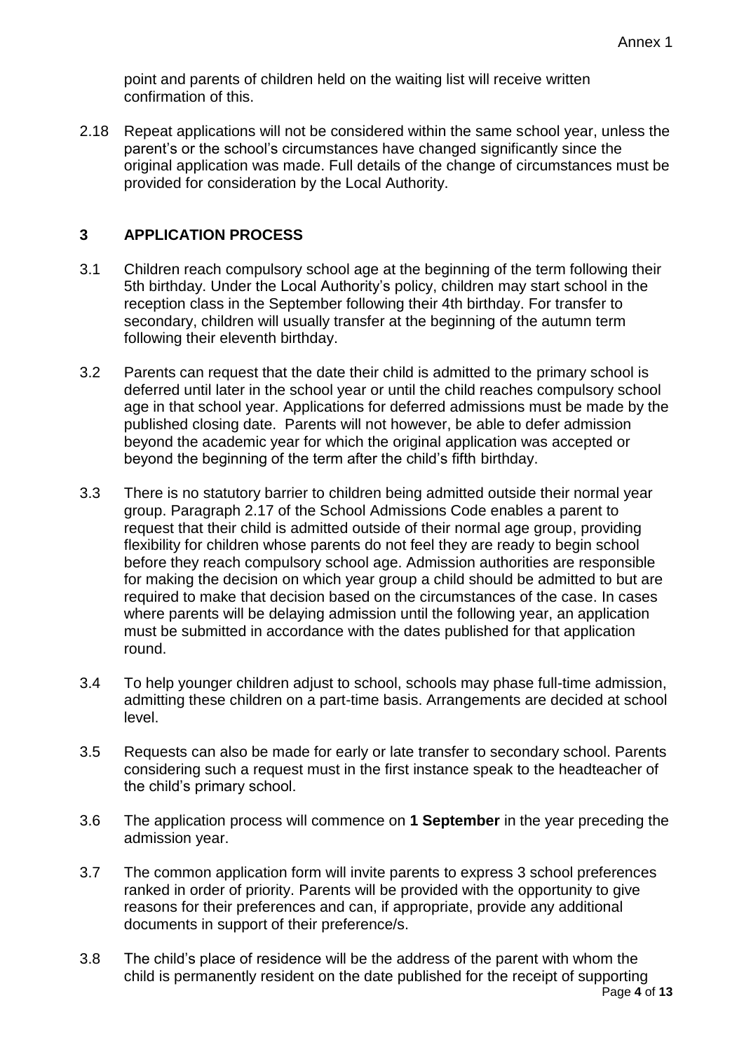point and parents of children held on the waiting list will receive written confirmation of this.

2.18 Repeat applications will not be considered within the same school year, unless the parent's or the school's circumstances have changed significantly since the original application was made. Full details of the change of circumstances must be provided for consideration by the Local Authority.

## 3 APPLICATION PROCESS

3.1 Children reach compulsory school age at the beginning of the term following their 5th birthday. Under the Local Authority's policy, children may start school in the reception class in the September following their 4th birthday. For transfer to secondary, children will usually transfer at the beginning of the autumn term following their eleventh birthday.

3.2 Parents can request that the date their child is admitted to the primary school is deferred until later in the school year or until the child reaches compulsory school age in that school year. Applications for deferred admissions must be made by the published closing date. Parents will not however, be able to defer admission beyond the academic year for which the original application was accepted or beyond the beginning of the term after the child's fifth birthday.

3.3 There is no statutory barrier to children being admitted outside their normal year group. Paragraph 2.17 of the School Admissions Code enables a parent to request that their child is admitted outside of their normal age group, providing flexibility for children whose parents do not feel they are ready to begin school before they reach compulsory school age. Admission authorities are responsible for making the decision on which year group a child should be admitted to but are required to make that decision based on the circumstances of the case. In cases where parents will be delaying admission until the following year, an application must be submitted in accordance with the dates published for that application round.

3.4 To help younger children adjust to school, schools may phase full-time admission, admitting these children on a part-time basis. Arrangements are decided at school level.

3.5 Requests can also be made for early or late transfer to secondary school. Parents considering such a request must in the first instance speak to the headteacher of the child's primary school.

3.6 The application process will commence on **1 September** in the year preceding the admission year.

3.7 The common application form will invite parents to express 3 school preferences ranked in order of priority. Parents will be provided with the opportunity to give reasons for their preferences and can, if appropriate, provide any additional documents in support of their preference/s.

3.8 The child's place of residence will be the address of the parent with whom the child is permanently resident on the date published for the receipt of supporting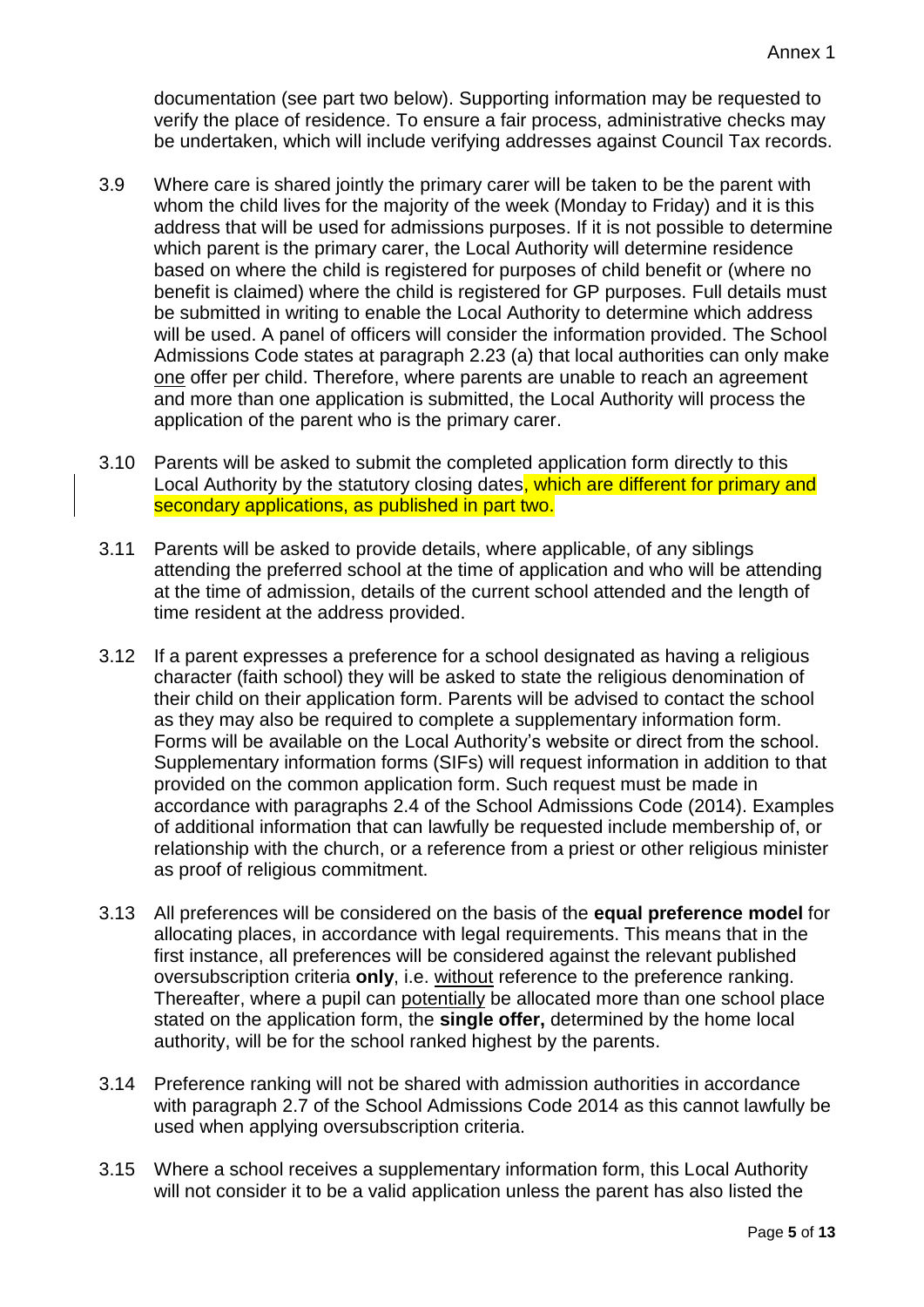documentation (see part two below). Supporting information may be requested to verify the place of residence. To ensure a fair process, administrative checks may be undertaken, which will include verifying addresses against Council Tax records.

3.9 Where care is shared jointly the primary carer will be taken to be the parent with whom the child lives for the majority of the week (Monday to Friday) and it is this address that will be used for admissions purposes. If it is not possible to determine which parent is the primary carer, the Local Authority will determine residence based on where the child is registered for purposes of child benefit or (where no benefit is claimed) where the child is registered for GP purposes. Full details must be submitted in writing to enable the Local Authority to determine which address will be used. A panel of officers will consider the information provided. The School Admissions Code states at paragraph 2.23 (a) that local authorities can only make <u>one</u> offer per child. Therefore, where parents are unable to reach an agreement and more than one application is submitted, the Local Authority will process the application of the parent who is the primary carer.

3.10 Parents will be asked to submit the completed application form directly to this Local Authority by the statutory closing dates, which are different for primary and secondary applications, as published in part two.

3.11 Parents will be asked to provide details, where applicable, of any siblings attending the preferred school at the time of application and who will be attending at the time of admission, details of the current school attended and the length of time resident at the address provided.

3.12 If a parent expresses a preference for a school designated as having a religious character (faith school) they will be asked to state the religious denomination of their child on their application form. Parents will be advised to contact the school as they may also be required to complete a supplementary information form. Forms will be available on the Local Authority's website or direct from the school. Supplementary information forms (SIFs) will request information in addition to that provided on the common application form. Such request must be made in accordance with paragraphs 2.4 of the School Admissions Code (2014). Examples of additional information that can lawfully be requested include membership of, or relationship with the church, or a reference from a priest or other religious minister as proof of religious commitment.

3.13 All preferences will be considered on the basis of the **equal preference model** for allocating places, in accordance with legal requirements. This means that in the first instance, all preferences will be considered against the relevant published oversubscription criteria **only**, i.e. <u>without</u> reference to the preference ranking. Thereafter, where a pupil can <u>potentially</u> be allocated more than one school place stated on the application form, the **single offer,** determined by the home local authority, will be for the school ranked highest by the parents.

3.14 Preference ranking will not be shared with admission authorities in accordance with paragraph 2.7 of the School Admissions Code 2014 as this cannot lawfully be used when applying oversubscription criteria.

3.15 Where a school receives a supplementary information form, this Local Authority will not consider it to be a valid application unless the parent has also listed the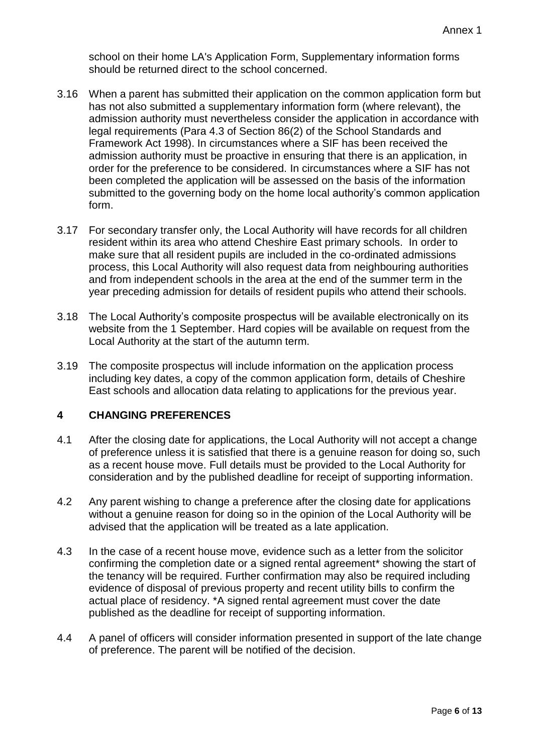school on their home LA's Application Form, Supplementary information forms should be returned direct to the school concerned.

3.16 When a parent has submitted their application on the common application form but has not also submitted a supplementary information form (where relevant), the admission authority must nevertheless consider the application in accordance with legal requirements (Para 4.3 of Section 86(2) of the School Standards and Framework Act 1998). In circumstances where a SIF has been received the admission authority must be proactive in ensuring that there is an application, in order for the preference to be considered. In circumstances where a SIF has not been completed the application will be assessed on the basis of the information submitted to the governing body on the home local authority's common application form.

3.17 For secondary transfer only, the Local Authority will have records for all children resident within its area who attend Cheshire East primary schools. In order to make sure that all resident pupils are included in the co-ordinated admissions process, this Local Authority will also request data from neighbouring authorities and from independent schools in the area at the end of the summer term in the year preceding admission for details of resident pupils who attend their schools.

3.18 The Local Authority's composite prospectus will be available electronically on its website from the 1 September. Hard copies will be available on request from the Local Authority at the start of the autumn term.

3.19 The composite prospectus will include information on the application process including key dates, a copy of the common application form, details of Cheshire East schools and allocation data relating to applications for the previous year.

## 4 CHANGING PREFERENCES

4.1 After the closing date for applications, the Local Authority will not accept a change of preference unless it is satisfied that there is a genuine reason for doing so, such as a recent house move. Full details must be provided to the Local Authority for consideration and by the published deadline for receipt of supporting information.

4.2 Any parent wishing to change a preference after the closing date for applications without a genuine reason for doing so in the opinion of the Local Authority will be advised that the application will be treated as a late application.

4.3 In the case of a recent house move, evidence such as a letter from the solicitor confirming the completion date or a signed rental agreement* showing the start of the tenancy will be required. Further confirmation may also be required including evidence of disposal of previous property and recent utility bills to confirm the actual place of residency. *A signed rental agreement must cover the date published as the deadline for receipt of supporting information.

4.4 A panel of officers will consider information presented in support of the late change of preference. The parent will be notified of the decision.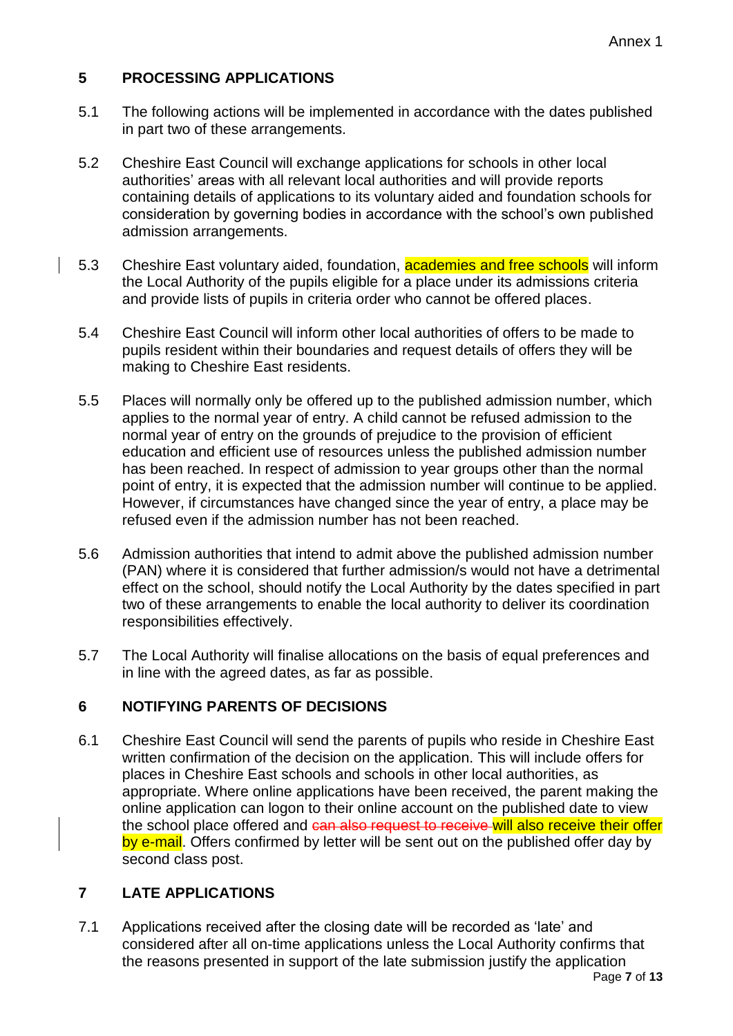## 5 PROCESSING APPLICATIONS

5.1 The following actions will be implemented in accordance with the dates published in part two of these arrangements.

5.2 Cheshire East Council will exchange applications for schools in other local authorities' areas with all relevant local authorities and will provide reports containing details of applications to its voluntary aided and foundation schools for consideration by governing bodies in accordance with the school's own published admission arrangements.

5.3 Cheshire East voluntary aided, foundation, academies and free schools will inform the Local Authority of the pupils eligible for a place under its admissions criteria and provide lists of pupils in criteria order who cannot be offered places.

5.4 Cheshire East Council will inform other local authorities of offers to be made to pupils resident within their boundaries and request details of offers they will be making to Cheshire East residents.

5.5 Places will normally only be offered up to the published admission number, which applies to the normal year of entry. A child cannot be refused admission to the normal year of entry on the grounds of prejudice to the provision of efficient education and efficient use of resources unless the published admission number has been reached. In respect of admission to year groups other than the normal point of entry, it is expected that the admission number will continue to be applied. However, if circumstances have changed since the year of entry, a place may be refused even if the admission number has not been reached.

5.6 Admission authorities that intend to admit above the published admission number (PAN) where it is considered that further admission/s would not have a detrimental effect on the school, should notify the Local Authority by the dates specified in part two of these arrangements to enable the local authority to deliver its coordination responsibilities effectively.

5.7 The Local Authority will finalise allocations on the basis of equal preferences and in line with the agreed dates, as far as possible.

## 6 NOTIFYING PARENTS OF DECISIONS

6.1 Cheshire East Council will send the parents of pupils who reside in Cheshire East written confirmation of the decision on the application. This will include offers for places in Cheshire East schools and schools in other local authorities, as appropriate. Where online applications have been received, the parent making the online application can logon to their online account on the published date to view the school place offered and ~~can also request to receive~~ will also receive their offer by e-mail. Offers confirmed by letter will be sent out on the published offer day by second class post.

## 7 LATE APPLICATIONS

7.1 Applications received after the closing date will be recorded as 'late' and considered after all on-time applications unless the Local Authority confirms that the reasons presented in support of the late submission justify the application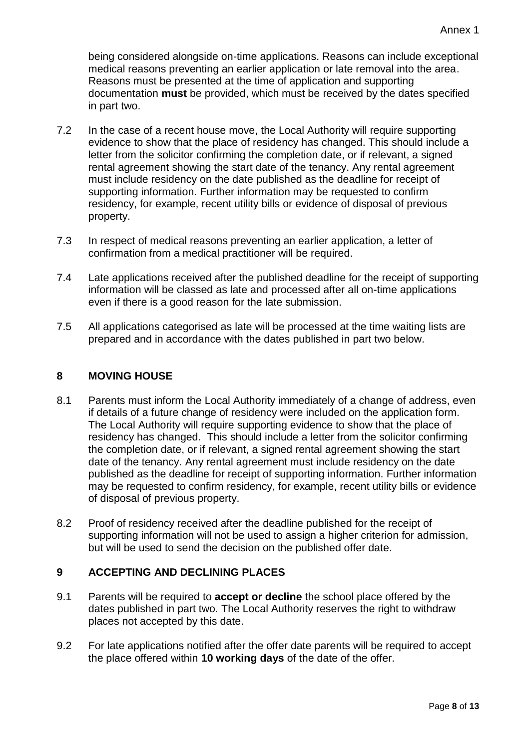being considered alongside on-time applications. Reasons can include exceptional medical reasons preventing an earlier application or late removal into the area. Reasons must be presented at the time of application and supporting documentation **must** be provided, which must be received by the dates specified in part two.

7.2 In the case of a recent house move, the Local Authority will require supporting evidence to show that the place of residency has changed. This should include a letter from the solicitor confirming the completion date, or if relevant, a signed rental agreement showing the start date of the tenancy. Any rental agreement must include residency on the date published as the deadline for receipt of supporting information. Further information may be requested to confirm residency, for example, recent utility bills or evidence of disposal of previous property.

7.3 In respect of medical reasons preventing an earlier application, a letter of confirmation from a medical practitioner will be required.

7.4 Late applications received after the published deadline for the receipt of supporting information will be classed as late and processed after all on-time applications even if there is a good reason for the late submission.

7.5 All applications categorised as late will be processed at the time waiting lists are prepared and in accordance with the dates published in part two below.

## 8 MOVING HOUSE

8.1 Parents must inform the Local Authority immediately of a change of address, even if details of a future change of residency were included on the application form. The Local Authority will require supporting evidence to show that the place of residency has changed. This should include a letter from the solicitor confirming the completion date, or if relevant, a signed rental agreement showing the start date of the tenancy. Any rental agreement must include residency on the date published as the deadline for receipt of supporting information. Further information may be requested to confirm residency, for example, recent utility bills or evidence of disposal of previous property.

8.2 Proof of residency received after the deadline published for the receipt of supporting information will not be used to assign a higher criterion for admission, but will be used to send the decision on the published offer date.

## 9 ACCEPTING AND DECLINING PLACES

9.1 Parents will be required to **accept or decline** the school place offered by the dates published in part two. The Local Authority reserves the right to withdraw places not accepted by this date.

9.2 For late applications notified after the offer date parents will be required to accept the place offered within **10 working days** of the date of the offer.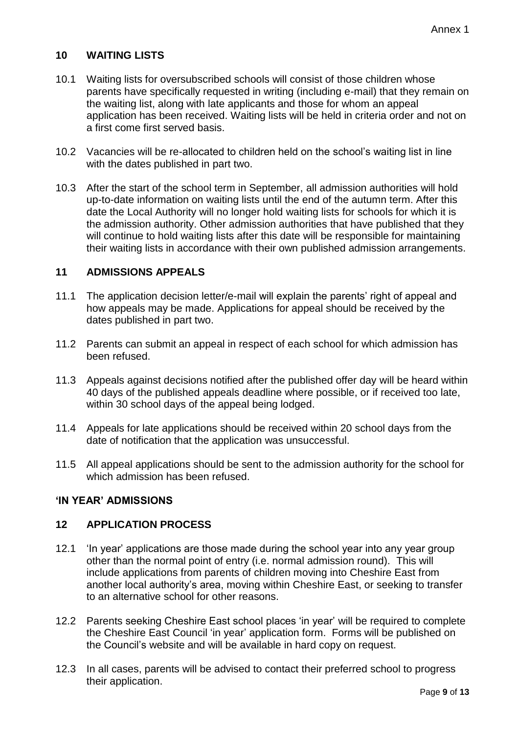## 10 WAITING LISTS

10.1 Waiting lists for oversubscribed schools will consist of those children whose parents have specifically requested in writing (including e-mail) that they remain on the waiting list, along with late applicants and those for whom an appeal application has been received. Waiting lists will be held in criteria order and not on a first come first served basis.

10.2 Vacancies will be re-allocated to children held on the school's waiting list in line with the dates published in part two.

10.3 After the start of the school term in September, all admission authorities will hold up-to-date information on waiting lists until the end of the autumn term. After this date the Local Authority will no longer hold waiting lists for schools for which it is the admission authority. Other admission authorities that have published that they will continue to hold waiting lists after this date will be responsible for maintaining their waiting lists in accordance with their own published admission arrangements.

## 11 ADMISSIONS APPEALS

11.1 The application decision letter/e-mail will explain the parents' right of appeal and how appeals may be made. Applications for appeal should be received by the dates published in part two.

11.2 Parents can submit an appeal in respect of each school for which admission has been refused.

11.3 Appeals against decisions notified after the published offer day will be heard within 40 days of the published appeals deadline where possible, or if received too late, within 30 school days of the appeal being lodged.

11.4 Appeals for late applications should be received within 20 school days from the date of notification that the application was unsuccessful.

11.5 All appeal applications should be sent to the admission authority for the school for which admission has been refused.

## 'IN YEAR' ADMISSIONS

## 12 APPLICATION PROCESS

12.1 'In year' applications are those made during the school year into any year group other than the normal point of entry (i.e. normal admission round). This will include applications from parents of children moving into Cheshire East from another local authority's area, moving within Cheshire East, or seeking to transfer to an alternative school for other reasons.

12.2 Parents seeking Cheshire East school places 'in year' will be required to complete the Cheshire East Council 'in year' application form. Forms will be published on the Council's website and will be available in hard copy on request.

12.3 In all cases, parents will be advised to contact their preferred school to progress their application.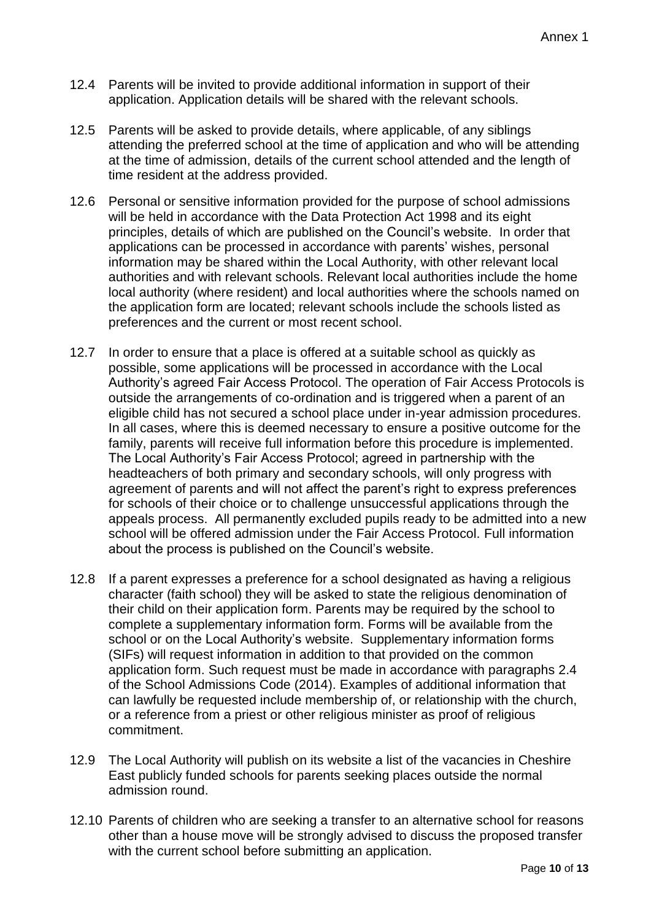12.4 Parents will be invited to provide additional information in support of their application. Application details will be shared with the relevant schools.

12.5 Parents will be asked to provide details, where applicable, of any siblings attending the preferred school at the time of application and who will be attending at the time of admission, details of the current school attended and the length of time resident at the address provided.

12.6 Personal or sensitive information provided for the purpose of school admissions will be held in accordance with the Data Protection Act 1998 and its eight principles, details of which are published on the Council's website. In order that applications can be processed in accordance with parents' wishes, personal information may be shared within the Local Authority, with other relevant local authorities and with relevant schools. Relevant local authorities include the home local authority (where resident) and local authorities where the schools named on the application form are located; relevant schools include the schools listed as preferences and the current or most recent school.

12.7 In order to ensure that a place is offered at a suitable school as quickly as possible, some applications will be processed in accordance with the Local Authority's agreed Fair Access Protocol. The operation of Fair Access Protocols is outside the arrangements of co-ordination and is triggered when a parent of an eligible child has not secured a school place under in-year admission procedures. In all cases, where this is deemed necessary to ensure a positive outcome for the family, parents will receive full information before this procedure is implemented. The Local Authority's Fair Access Protocol; agreed in partnership with the headteachers of both primary and secondary schools, will only progress with agreement of parents and will not affect the parent's right to express preferences for schools of their choice or to challenge unsuccessful applications through the appeals process. All permanently excluded pupils ready to be admitted into a new school will be offered admission under the Fair Access Protocol. Full information about the process is published on the Council's website.

12.8 If a parent expresses a preference for a school designated as having a religious character (faith school) they will be asked to state the religious denomination of their child on their application form. Parents may be required by the school to complete a supplementary information form. Forms will be available from the school or on the Local Authority's website. Supplementary information forms (SIFs) will request information in addition to that provided on the common application form. Such request must be made in accordance with paragraphs 2.4 of the School Admissions Code (2014). Examples of additional information that can lawfully be requested include membership of, or relationship with the church, or a reference from a priest or other religious minister as proof of religious commitment.

12.9 The Local Authority will publish on its website a list of the vacancies in Cheshire East publicly funded schools for parents seeking places outside the normal admission round.

12.10 Parents of children who are seeking a transfer to an alternative school for reasons other than a house move will be strongly advised to discuss the proposed transfer with the current school before submitting an application.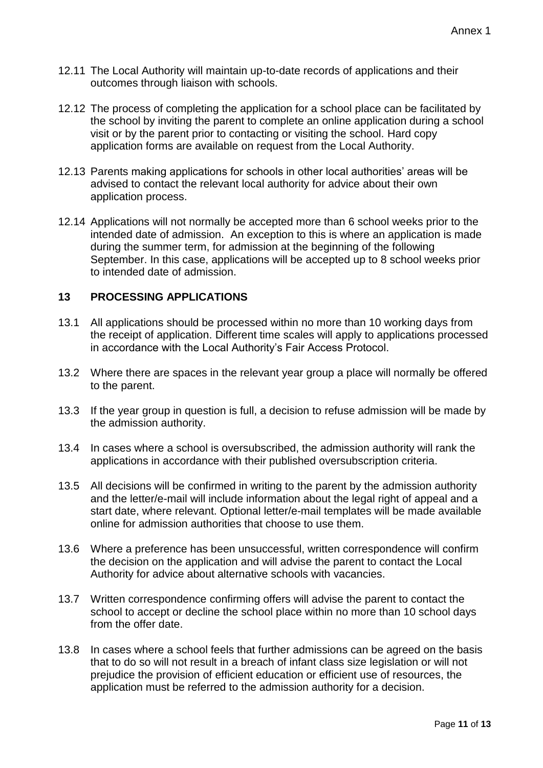12.11 The Local Authority will maintain up-to-date records of applications and their outcomes through liaison with schools.

12.12 The process of completing the application for a school place can be facilitated by the school by inviting the parent to complete an online application during a school visit or by the parent prior to contacting or visiting the school. Hard copy application forms are available on request from the Local Authority.

12.13 Parents making applications for schools in other local authorities' areas will be advised to contact the relevant local authority for advice about their own application process.

12.14 Applications will not normally be accepted more than 6 school weeks prior to the intended date of admission. An exception to this is where an application is made during the summer term, for admission at the beginning of the following September. In this case, applications will be accepted up to 8 school weeks prior to intended date of admission.

## 13 PROCESSING APPLICATIONS

13.1 All applications should be processed within no more than 10 working days from the receipt of application. Different time scales will apply to applications processed in accordance with the Local Authority's Fair Access Protocol.

13.2 Where there are spaces in the relevant year group a place will normally be offered to the parent.

13.3 If the year group in question is full, a decision to refuse admission will be made by the admission authority.

13.4 In cases where a school is oversubscribed, the admission authority will rank the applications in accordance with their published oversubscription criteria.

13.5 All decisions will be confirmed in writing to the parent by the admission authority and the letter/e-mail will include information about the legal right of appeal and a start date, where relevant. Optional letter/e-mail templates will be made available online for admission authorities that choose to use them.

13.6 Where a preference has been unsuccessful, written correspondence will confirm the decision on the application and will advise the parent to contact the Local Authority for advice about alternative schools with vacancies.

13.7 Written correspondence confirming offers will advise the parent to contact the school to accept or decline the school place within no more than 10 school days from the offer date.

13.8 In cases where a school feels that further admissions can be agreed on the basis that to do so will not result in a breach of infant class size legislation or will not prejudice the provision of efficient education or efficient use of resources, the application must be referred to the admission authority for a decision.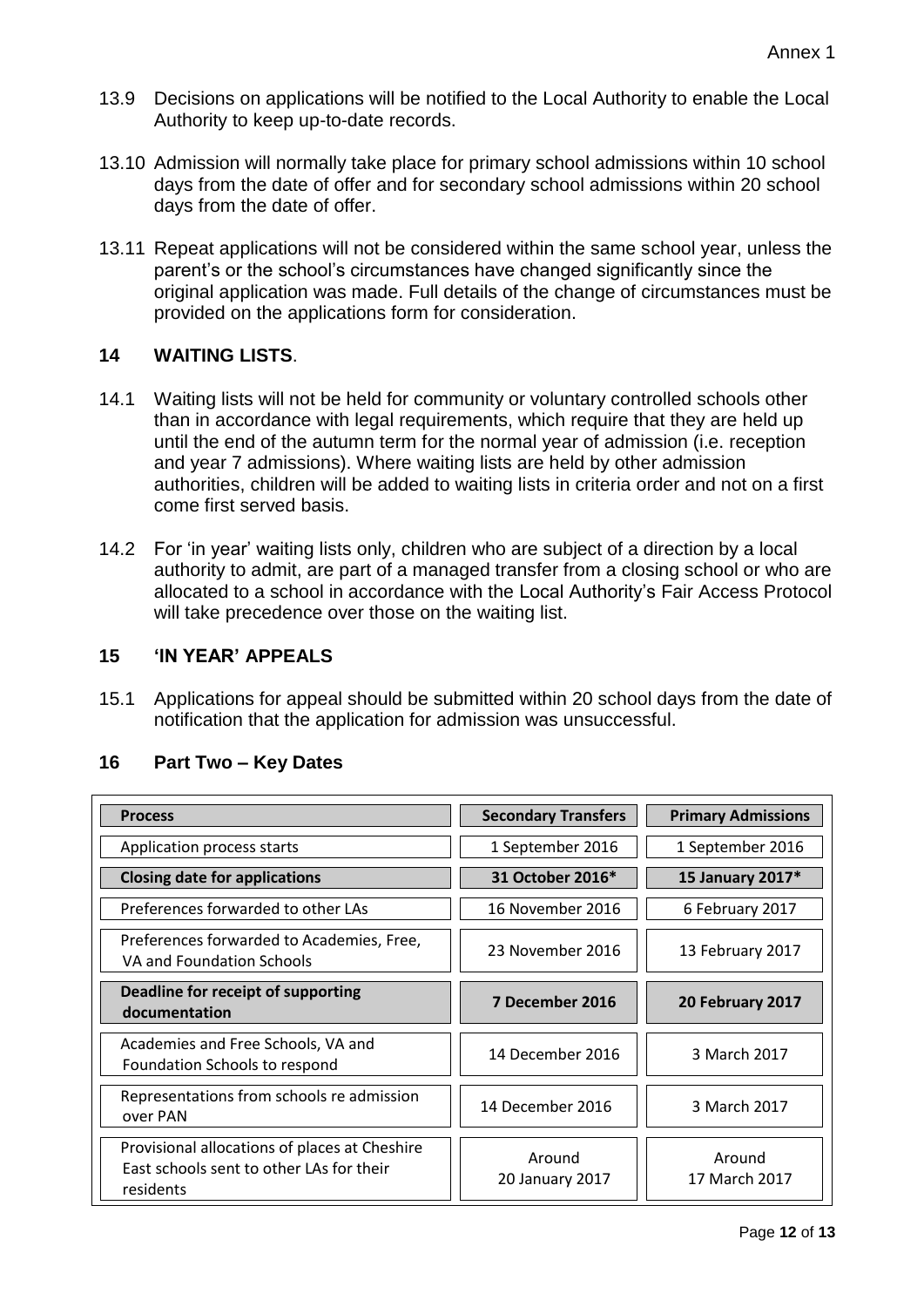13.9 Decisions on applications will be notified to the Local Authority to enable the Local Authority to keep up-to-date records.

13.10 Admission will normally take place for primary school admissions within 10 school days from the date of offer and for secondary school admissions within 20 school days from the date of offer.

13.11 Repeat applications will not be considered within the same school year, unless the parent's or the school's circumstances have changed significantly since the original application was made. Full details of the change of circumstances must be provided on the applications form for consideration.

## 14 WAITING LISTS.

14.1 Waiting lists will not be held for community or voluntary controlled schools other than in accordance with legal requirements, which require that they are held up until the end of the autumn term for the normal year of admission (i.e. reception and year 7 admissions). Where waiting lists are held by other admission authorities, children will be added to waiting lists in criteria order and not on a first come first served basis.

14.2 For 'in year' waiting lists only, children who are subject of a direction by a local authority to admit, are part of a managed transfer from a closing school or who are allocated to a school in accordance with the Local Authority's Fair Access Protocol will take precedence over those on the waiting list.

## 15 'IN YEAR' APPEALS

15.1 Applications for appeal should be submitted within 20 school days from the date of notification that the application for admission was unsuccessful.

## 16 Part Two – Key Dates

| Process | Secondary Transfers | Primary Admissions |
|---|---|---|
| Application process starts | 1 September 2016 | 1 September 2016 |
| **Closing date for applications** | **31 October 2016*** | **15 January 2017*** |
| Preferences forwarded to other LAs | 16 November 2016 | 6 February 2017 |
| Preferences forwarded to Academies, Free, VA and Foundation Schools | 23 November 2016 | 13 February 2017 |
| **Deadline for receipt of supporting documentation** | **7 December 2016** | **20 February 2017** |
| Academies and Free Schools, VA and Foundation Schools to respond | 14 December 2016 | 3 March 2017 |
| Representations from schools re admission over PAN | 14 December 2016 | 3 March 2017 |
| Provisional allocations of places at Cheshire East schools sent to other LAs for their residents | Around 20 January 2017 | Around 17 March 2017 |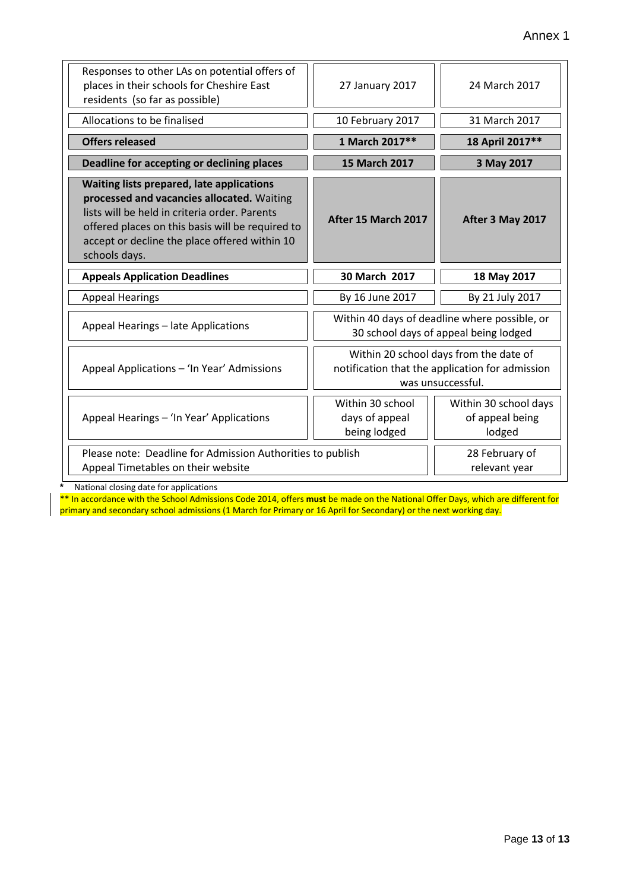Annex 1

| | | |
|---|---|---|
| Responses to other LAs on potential offers of places in their schools for Cheshire East residents (so far as possible) | 27 January 2017 | 24 March 2017 |
| Allocations to be finalised | 10 February 2017 | 31 March 2017 |
| **Offers released** | **1 March 2017**** | **18 April 2017**** |
| **Deadline for accepting or declining places** | **15 March 2017** | **3 May 2017** |
| **Waiting lists prepared, late applications processed and vacancies allocated.** Waiting lists will be held in criteria order. Parents offered places on this basis will be required to accept or decline the place offered within 10 schools days. | **After 15 March 2017** | **After 3 May 2017** |
| **Appeals Application Deadlines** | **30 March 2017** | **18 May 2017** |
| Appeal Hearings | By 16 June 2017 | By 21 July 2017 |
| Appeal Hearings – late Applications | Within 40 days of deadline where possible, or 30 school days of appeal being lodged | |
| Appeal Applications – 'In Year' Admissions | Within 20 school days from the date of notification that the application for admission was unsuccessful. | |
| Appeal Hearings – 'In Year' Applications | Within 30 school days of appeal being lodged | Within 30 school days of appeal being lodged |
| Please note: Deadline for Admission Authorities to publish Appeal Timetables on their website | | 28 February of relevant year |

\* National closing date for applications

** In accordance with the School Admissions Code 2014, offers **must** be made on the National Offer Days, which are different for primary and secondary school admissions (1 March for Primary or 16 April for Secondary) or the next working day.